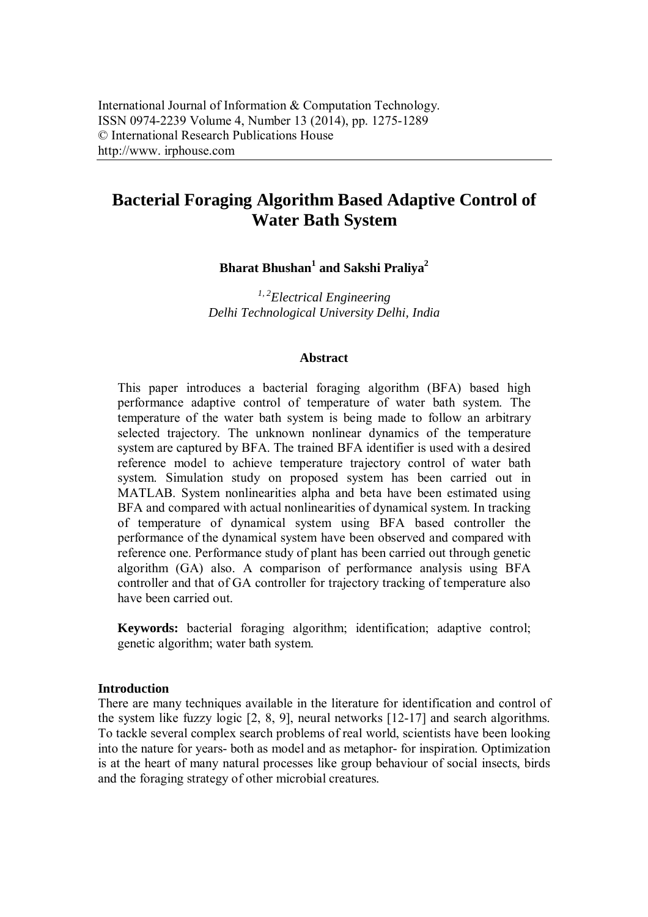# Bacterial Foraging Algorithm Based Adaptive Control of Water Bath System

**Bharat Bhushan[1] and Sakshi Praliya[2]**

*[1,2]Electrical Engineering*
*Delhi Technological University Delhi, India*

## Abstract

This paper introduces a bacterial foraging algorithm (BFA) based high performance adaptive control of temperature of water bath system. The temperature of the water bath system is being made to follow an arbitrary selected trajectory. The unknown nonlinear dynamics of the temperature system are captured by BFA. The trained BFA identifier is used with a desired reference model to achieve temperature trajectory control of water bath system. Simulation study on proposed system has been carried out in MATLAB. System nonlinearities alpha and beta have been estimated using BFA and compared with actual nonlinearities of dynamical system. In tracking of temperature of dynamical system using BFA based controller the performance of the dynamical system have been observed and compared with reference one. Performance study of plant has been carried out through genetic algorithm (GA) also. A comparison of performance analysis using BFA controller and that of GA controller for trajectory tracking of temperature also have been carried out.

**Keywords:** bacterial foraging algorithm; identification; adaptive control; genetic algorithm; water bath system.

## Introduction

There are many techniques available in the literature for identification and control of the system like fuzzy logic [2, 8, 9], neural networks [12-17] and search algorithms. To tackle several complex search problems of real world, scientists have been looking into the nature for years- both as model and as metaphor- for inspiration. Optimization is at the heart of many natural processes like group behaviour of social insects, birds and the foraging strategy of other microbial creatures.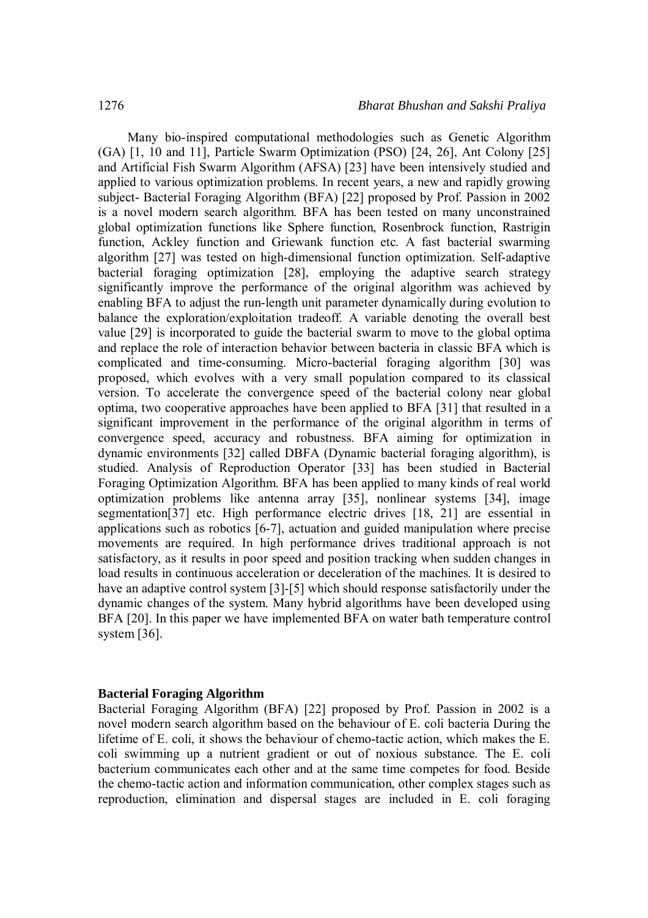Many bio-inspired computational methodologies such as Genetic Algorithm (GA) [1, 10 and 11], Particle Swarm Optimization (PSO) [24, 26], Ant Colony [25] and Artificial Fish Swarm Algorithm (AFSA) [23] have been intensively studied and applied to various optimization problems. In recent years, a new and rapidly growing subject- Bacterial Foraging Algorithm (BFA) [22] proposed by Prof. Passion in 2002 is a novel modern search algorithm. BFA has been tested on many unconstrained global optimization functions like Sphere function, Rosenbrock function, Rastrigin function, Ackley function and Griewank function etc. A fast bacterial swarming algorithm [27] was tested on high-dimensional function optimization. Self-adaptive bacterial foraging optimization [28], employing the adaptive search strategy significantly improve the performance of the original algorithm was achieved by enabling BFA to adjust the run-length unit parameter dynamically during evolution to balance the exploration/exploitation tradeoff. A variable denoting the overall best value [29] is incorporated to guide the bacterial swarm to move to the global optima and replace the role of interaction behavior between bacteria in classic BFA which is complicated and time-consuming. Micro-bacterial foraging algorithm [30] was proposed, which evolves with a very small population compared to its classical version. To accelerate the convergence speed of the bacterial colony near global optima, two cooperative approaches have been applied to BFA [31] that resulted in a significant improvement in the performance of the original algorithm in terms of convergence speed, accuracy and robustness. BFA aiming for optimization in dynamic environments [32] called DBFA (Dynamic bacterial foraging algorithm), is studied. Analysis of Reproduction Operator [33] has been studied in Bacterial Foraging Optimization Algorithm. BFA has been applied to many kinds of real world optimization problems like antenna array [35], nonlinear systems [34], image segmentation[37] etc. High performance electric drives [18, 21] are essential in applications such as robotics [6-7], actuation and guided manipulation where precise movements are required. In high performance drives traditional approach is not satisfactory, as it results in poor speed and position tracking when sudden changes in load results in continuous acceleration or deceleration of the machines. It is desired to have an adaptive control system [3]-[5] which should response satisfactorily under the dynamic changes of the system. Many hybrid algorithms have been developed using BFA [20]. In this paper we have implemented BFA on water bath temperature control system [36].

## Bacterial Foraging Algorithm

Bacterial Foraging Algorithm (BFA) [22] proposed by Prof. Passion in 2002 is a novel modern search algorithm based on the behaviour of E. coli bacteria During the lifetime of E. coli, it shows the behaviour of chemo-tactic action, which makes the E. coli swimming up a nutrient gradient or out of noxious substance. The E. coli bacterium communicates each other and at the same time competes for food. Beside the chemo-tactic action and information communication, other complex stages such as reproduction, elimination and dispersal stages are included in E. coli foraging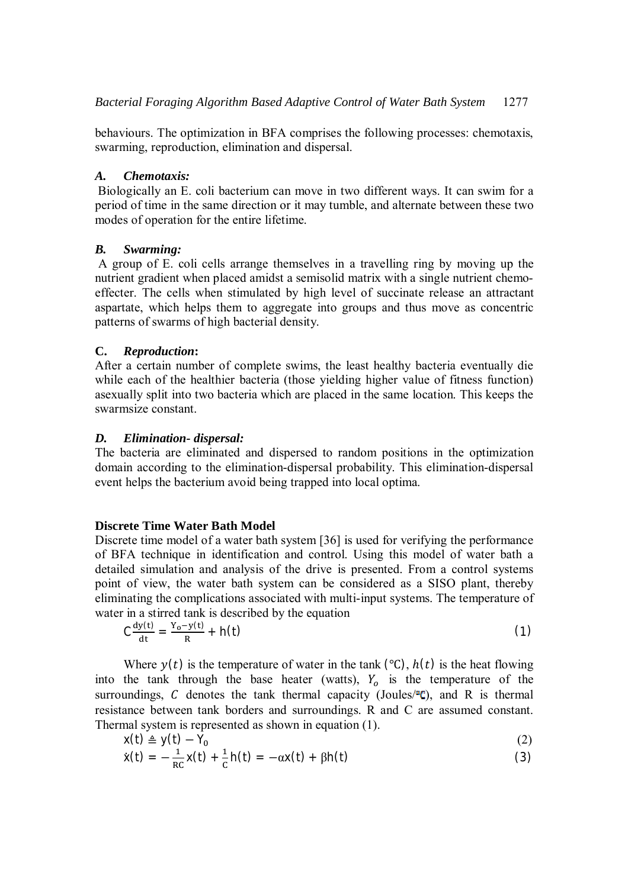behaviours. The optimization in BFA comprises the following processes: chemotaxis, swarming, reproduction, elimination and dispersal.

### A. *Chemotaxis:*

Biologically an E. coli bacterium can move in two different ways. It can swim for a period of time in the same direction or it may tumble, and alternate between these two modes of operation for the entire lifetime.

### B. *Swarming:*

A group of E. coli cells arrange themselves in a travelling ring by moving up the nutrient gradient when placed amidst a semisolid matrix with a single nutrient chemo-effecter. The cells when stimulated by high level of succinate release an attractant aspartate, which helps them to aggregate into groups and thus move as concentric patterns of swarms of high bacterial density.

### C. *Reproduction***:**

After a certain number of complete swims, the least healthy bacteria eventually die while each of the healthier bacteria (those yielding higher value of fitness function) asexually split into two bacteria which are placed in the same location. This keeps the swarmsize constant.

### D. *Elimination- dispersal:*

The bacteria are eliminated and dispersed to random positions in the optimization domain according to the elimination-dispersal probability. This elimination-dispersal event helps the bacterium avoid being trapped into local optima.

## Discrete Time Water Bath Model

Discrete time model of a water bath system [36] is used for verifying the performance of BFA technique in identification and control. Using this model of water bath a detailed simulation and analysis of the drive is presented. From a control systems point of view, the water bath system can be considered as a SISO plant, thereby eliminating the complications associated with multi-input systems. The temperature of water in a stirred tank is described by the equation

$$C\frac{dy(t)}{dt} = \frac{Y_o - y(t)}{R} + h(t) \tag{1}$$

Where $y(t)$ is the temperature of water in the tank (°C), $h(t)$ is the heat flowing into the tank through the base heater (watts), $Y_o$ is the temperature of the surroundings, $C$ denotes the tank thermal capacity (Joules/°C), and R is thermal resistance between tank borders and surroundings. R and C are assumed constant. Thermal system is represented as shown in equation (1).

$$x(t) \triangleq y(t) - Y_0 \tag{2}$$

$$\dot{x}(t) = -\frac{1}{RC}x(t) + \frac{1}{C}h(t) = -\alpha x(t) + \beta h(t) \tag{3}$$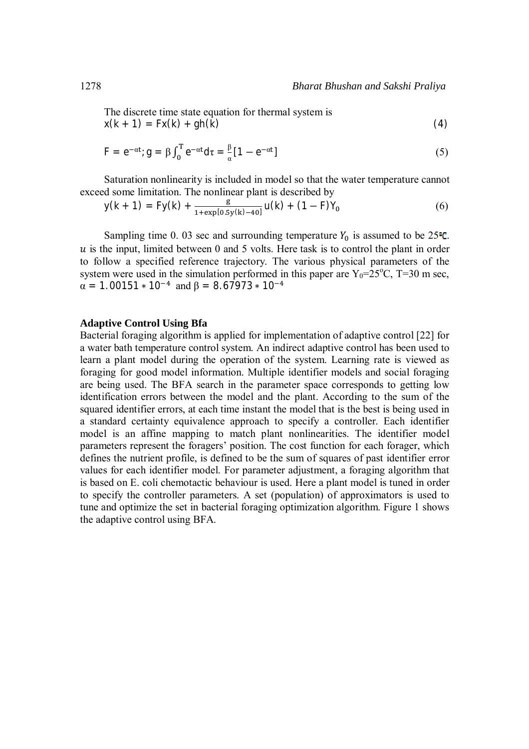The discrete time state equation for thermal system is

$$x(k+1) = Fx(k) + gh(k) \quad (4)$$

$$F = e^{-\alpha t}; g = \beta \int_0^T e^{-\alpha t} d\tau = \frac{\beta}{\alpha}[1 - e^{-\alpha t}] \quad (5)$$

Saturation nonlinearity is included in model so that the water temperature cannot exceed some limitation. The nonlinear plant is described by

$$y(k+1) = Fy(k) + \frac{g}{1+\exp[0.5y(k)-40]} u(k) + (1-F)Y_0 \quad (6)$$

Sampling time 0. 03 sec and surrounding temperature $Y_0$ is assumed to be 25°C. $u$ is the input, limited between 0 and 5 volts. Here task is to control the plant in order to follow a specified reference trajectory. The various physical parameters of the system were used in the simulation performed in this paper are $Y_0$=25°C, T=30 m sec, $\alpha = 1.00151 * 10^{-4}$ and $\beta = 8.67973 * 10^{-4}$

**Adaptive Control Using Bfa**

Bacterial foraging algorithm is applied for implementation of adaptive control [22] for a water bath temperature control system. An indirect adaptive control has been used to learn a plant model during the operation of the system. Learning rate is viewed as foraging for good model information. Multiple identifier models and social foraging are being used. The BFA search in the parameter space corresponds to getting low identification errors between the model and the plant. According to the sum of the squared identifier errors, at each time instant the model that is the best is being used in a standard certainty equivalence approach to specify a controller. Each identifier model is an affine mapping to match plant nonlinearities. The identifier model parameters represent the foragers' position. The cost function for each forager, which defines the nutrient profile, is defined to be the sum of squares of past identifier error values for each identifier model. For parameter adjustment, a foraging algorithm that is based on E. coli chemotactic behaviour is used. Here a plant model is tuned in order to specify the controller parameters. A set (population) of approximators is used to tune and optimize the set in bacterial foraging optimization algorithm. Figure 1 shows the adaptive control using BFA.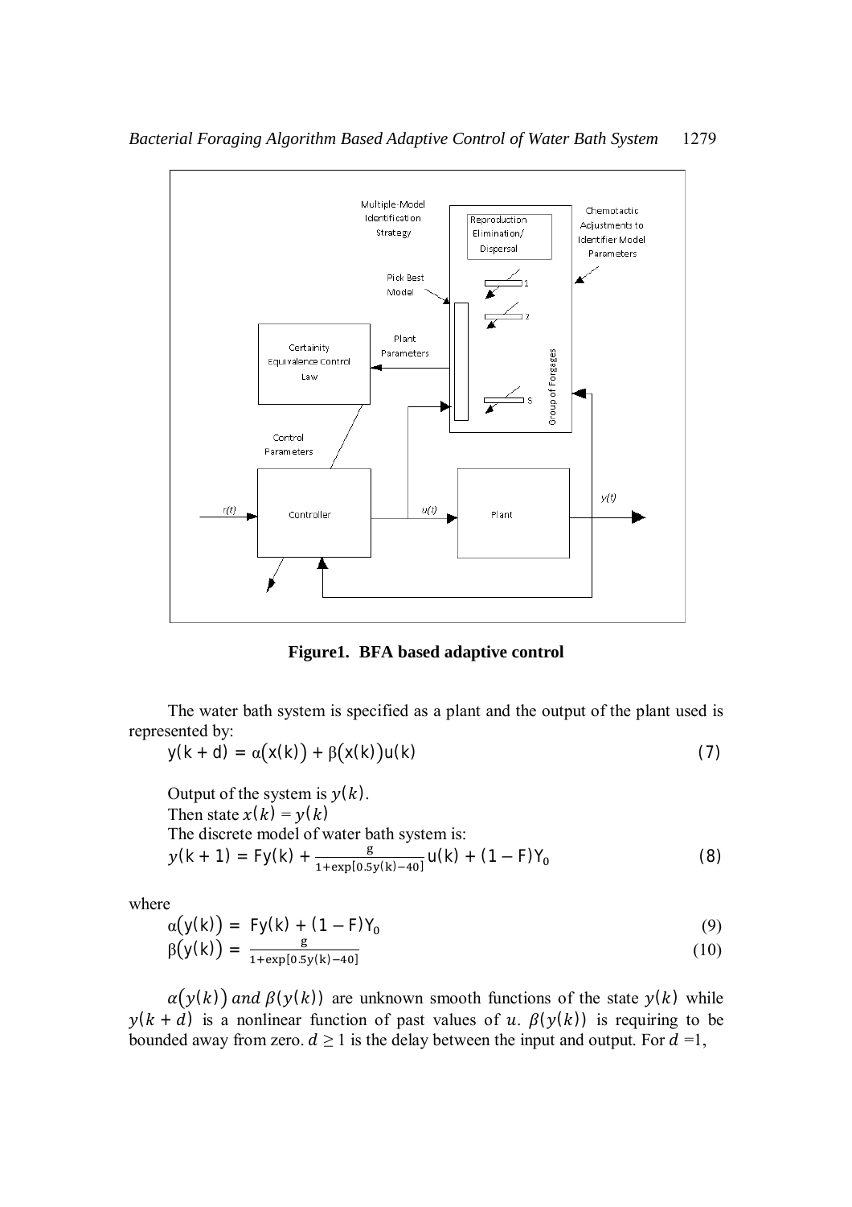**Figure1. BFA based adaptive control**

The water bath system is specified as a plant and the output of the plant used is represented by:

$$y(k+d) = \alpha\big(x(k)\big) + \beta\big(x(k)\big)u(k) \tag{7}$$

Output of the system is $y(k)$.
Then state $x(k) = y(k)$
The discrete model of water bath system is:

$$y(k+1) = Fy(k) + \frac{g}{1+\exp[0.5y(k)-40]}u(k) + (1-F)Y_0 \tag{8}$$

where

$$\alpha\big(y(k)\big) = Fy(k) + (1-F)Y_0 \tag{9}$$

$$\beta\big(y(k)\big) = \frac{g}{1+\exp[0.5y(k)-40]} \tag{10}$$

$\alpha\big(y(k)\big)$ *and* $\beta(y(k))$ are unknown smooth functions of the state $y(k)$ while $y(k+d)$ is a nonlinear function of past values of $u$. $\beta(y(k))$ is requiring to be bounded away from zero. $d \geq 1$ is the delay between the input and output. For $d = 1$,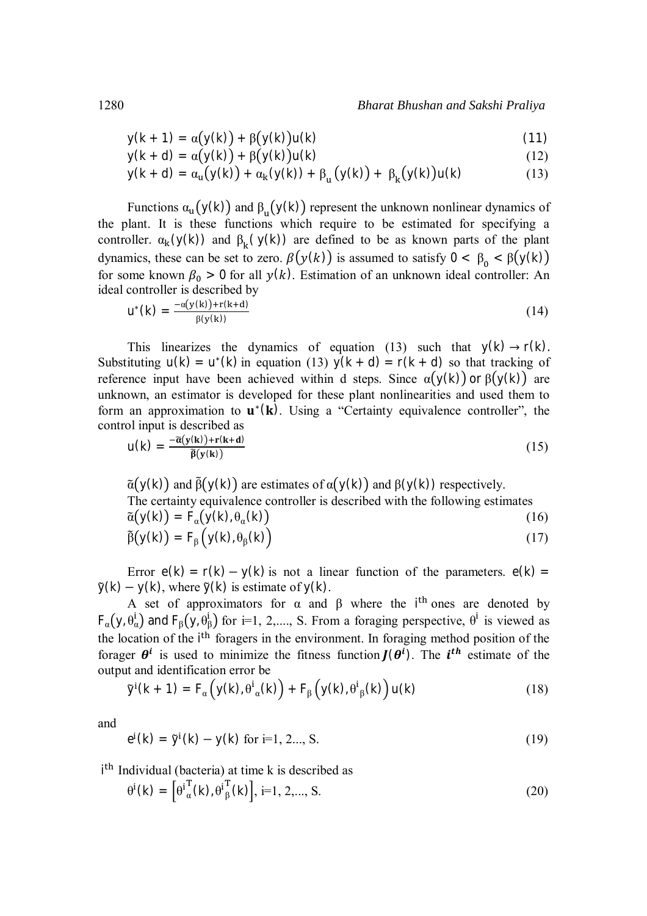$$y(k+1) = \alpha(y(k)) + \beta(y(k))u(k) \tag{11}$$

$$y(k+d) = \alpha(y(k)) + \beta(y(k))u(k) \tag{12}$$

$$y(k+d) = \alpha_u(y(k)) + \alpha_k(y(k)) + \beta_u(y(k)) + \beta_k(y(k))u(k) \tag{13}$$

Functions $\alpha_u(y(k))$ and $\beta_u(y(k))$ represent the unknown nonlinear dynamics of the plant. It is these functions which require to be estimated for specifying a controller. $\alpha_k(y(k))$ and $\beta_k(y(k))$ are defined to be as known parts of the plant dynamics, these can be set to zero. $\beta(y(k))$ is assumed to satisfy $0 < \beta_0 < \beta(y(k))$ for some known $\beta_0 > 0$ for all $y(k)$. Estimation of an unknown ideal controller: An ideal controller is described by

$$u^*(k) = \frac{-\alpha(y(k)) + r(k+d)}{\beta(y(k))} \tag{14}$$

This linearizes the dynamics of equation (13) such that $y(k) \rightarrow r(k)$. Substituting $u(k) = u^*(k)$ in equation (13) $y(k+d) = r(k+d)$ so that tracking of reference input have been achieved within d steps. Since $\alpha(y(k))$ or $\beta(y(k))$ are unknown, an estimator is developed for these plant nonlinearities and used them to form an approximation to $\mathbf{u}^*(\mathbf{k})$. Using a "Certainty equivalence controller", the control input is described as

$$u(k) = \frac{-\tilde{\alpha}(y(k)) + r(k+d)}{\tilde{\beta}(y(k))} \tag{15}$$

$\tilde{\alpha}(y(k))$ and $\tilde{\beta}(y(k))$ are estimates of $\alpha(y(k))$ and $\beta(y(k))$ respectively.

The certainty equivalence controller is described with the following estimates

$$\tilde{\alpha}(y(k)) = F_\alpha(y(k), \theta_\alpha(k)) \tag{16}$$

$$\tilde{\beta}(y(k)) = F_\beta(y(k), \theta_\beta(k)) \tag{17}$$

Error $e(k) = r(k) - y(k)$ is not a linear function of the parameters. $e(k) = \tilde{y}(k) - y(k)$, where $\tilde{y}(k)$ is estimate of $y(k)$.

A set of approximators for $\alpha$ and $\beta$ where the $i^{th}$ ones are denoted by $F_\alpha(y, \theta_\alpha^i)$ and $F_\beta(y, \theta_\beta^i)$ for i=1, 2,...., S. From a foraging perspective, $\theta^i$ is viewed as the location of the $i^{th}$ foragers in the environment. In foraging method position of the forager $\boldsymbol{\theta^i}$ is used to minimize the fitness function $\boldsymbol{J}(\boldsymbol{\theta^i})$. The $\boldsymbol{i^{th}}$ estimate of the output and identification error be

$$\tilde{y}^i(k+1) = F_\alpha(y(k), \theta^i{}_\alpha(k)) + F_\beta(y(k), \theta^i{}_\beta(k))u(k) \tag{18}$$

and

$$e^i(k) = \tilde{y}^i(k) - y(k) \text{ for i=1, 2..., S.} \tag{19}$$

$i^{th}$ Individual (bacteria) at time k is described as

$$\theta^i(k) = \left[\theta^{i^T}_\alpha(k), \theta^{i^T}_\beta(k)\right], \text{ i=1, 2,..., S.} \tag{20}$$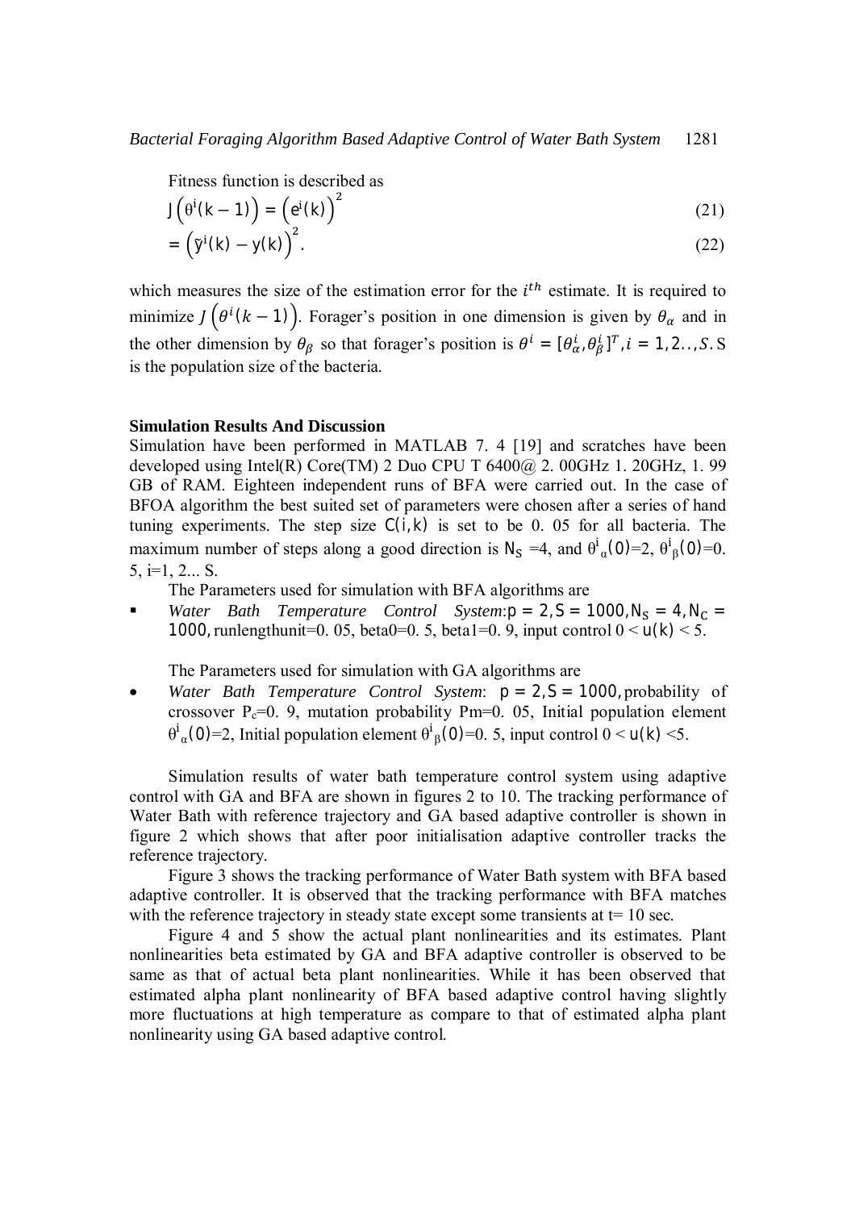Fitness function is described as

$$J\left(\theta^i(k-1)\right) = \left(e^i(k)\right)^2 \tag{21}$$

$$= \left(\tilde{y}^i(k) - y(k)\right)^2. \tag{22}$$

which measures the size of the estimation error for the $i^{th}$ estimate. It is required to minimize $J\left(\theta^i(k-1)\right)$. Forager's position in one dimension is given by $\theta_\alpha$ and in the other dimension by $\theta_\beta$ so that forager's position is $\theta^i = [\theta^i_\alpha, \theta^i_\beta]^T, i = 1, 2.., S$. S is the population size of the bacteria.

**Simulation Results And Discussion**

Simulation have been performed in MATLAB 7. 4 [19] and scratches have been developed using Intel(R) Core(TM) 2 Duo CPU T 6400@ 2. 00GHz 1. 20GHz, 1. 99 GB of RAM. Eighteen independent runs of BFA were carried out. In the case of BFOA algorithm the best suited set of parameters were chosen after a series of hand tuning experiments. The step size $C(i,k)$ is set to be 0. 05 for all bacteria. The maximum number of steps along a good direction is $N_S$ =4, and $\theta^i_\alpha(0)$=2, $\theta^i_\beta(0)$=0. 5, i=1, 2... S.

The Parameters used for simulation with BFA algorithms are

- *Water Bath Temperature Control System*: $p = 2, S = 1000, N_S = 4, N_C = 1000,$ runlengthunit=0. 05, beta0=0. 5, beta1=0. 9, input control $0 < u(k) < 5$.

The Parameters used for simulation with GA algorithms are

- *Water Bath Temperature Control System*: $p = 2, S = 1000,$ probability of crossover $P_c$=0. 9, mutation probability Pm=0. 05, Initial population element $\theta^i_\alpha(0)$=2, Initial population element $\theta^i_\beta(0)$=0. 5, input control $0 < u(k) < 5$.

Simulation results of water bath temperature control system using adaptive control with GA and BFA are shown in figures 2 to 10. The tracking performance of Water Bath with reference trajectory and GA based adaptive controller is shown in figure 2 which shows that after poor initialisation adaptive controller tracks the reference trajectory.

Figure 3 shows the tracking performance of Water Bath system with BFA based adaptive controller. It is observed that the tracking performance with BFA matches with the reference trajectory in steady state except some transients at t= 10 sec.

Figure 4 and 5 show the actual plant nonlinearities and its estimates. Plant nonlinearities beta estimated by GA and BFA adaptive controller is observed to be same as that of actual beta plant nonlinearities. While it has been observed that estimated alpha plant nonlinearity of BFA based adaptive control having slightly more fluctuations at high temperature as compare to that of estimated alpha plant nonlinearity using GA based adaptive control.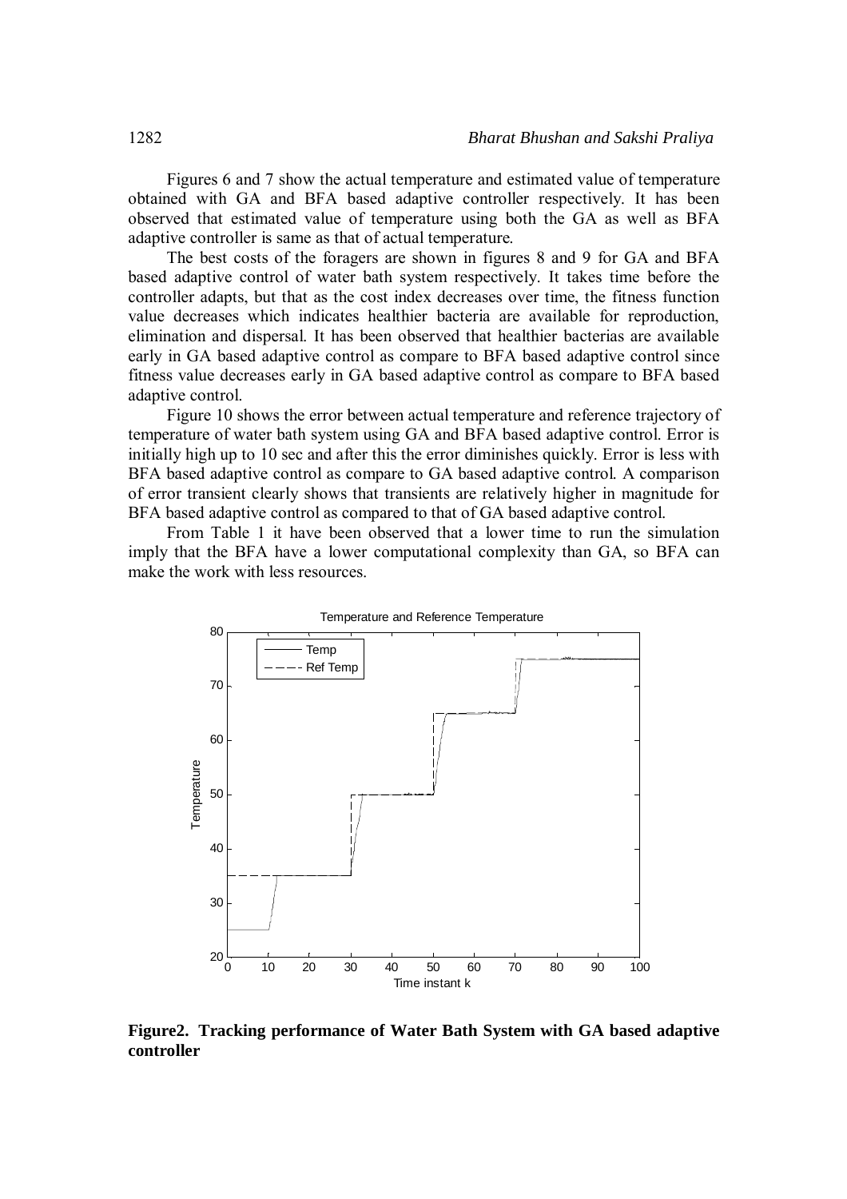Figures 6 and 7 show the actual temperature and estimated value of temperature obtained with GA and BFA based adaptive controller respectively. It has been observed that estimated value of temperature using both the GA as well as BFA adaptive controller is same as that of actual temperature.

The best costs of the foragers are shown in figures 8 and 9 for GA and BFA based adaptive control of water bath system respectively. It takes time before the controller adapts, but that as the cost index decreases over time, the fitness function value decreases which indicates healthier bacteria are available for reproduction, elimination and dispersal. It has been observed that healthier bacterias are available early in GA based adaptive control as compare to BFA based adaptive control since fitness value decreases early in GA based adaptive control as compare to BFA based adaptive control.

Figure 10 shows the error between actual temperature and reference trajectory of temperature of water bath system using GA and BFA based adaptive control. Error is initially high up to 10 sec and after this the error diminishes quickly. Error is less with BFA based adaptive control as compare to GA based adaptive control. A comparison of error transient clearly shows that transients are relatively higher in magnitude for BFA based adaptive control as compared to that of GA based adaptive control.

From Table 1 it have been observed that a lower time to run the simulation imply that the BFA have a lower computational complexity than GA, so BFA can make the work with less resources.

**Figure2. Tracking performance of Water Bath System with GA based adaptive controller**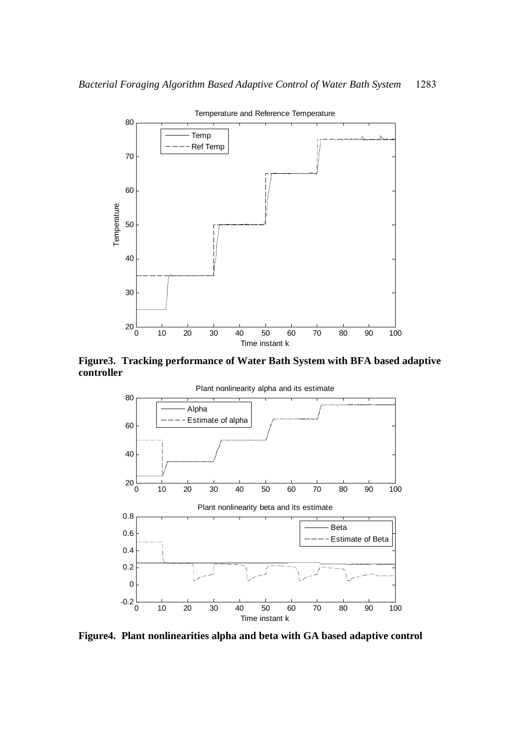**Figure3. Tracking performance of Water Bath System with BFA based adaptive controller**

**Figure4. Plant nonlinearities alpha and beta with GA based adaptive control**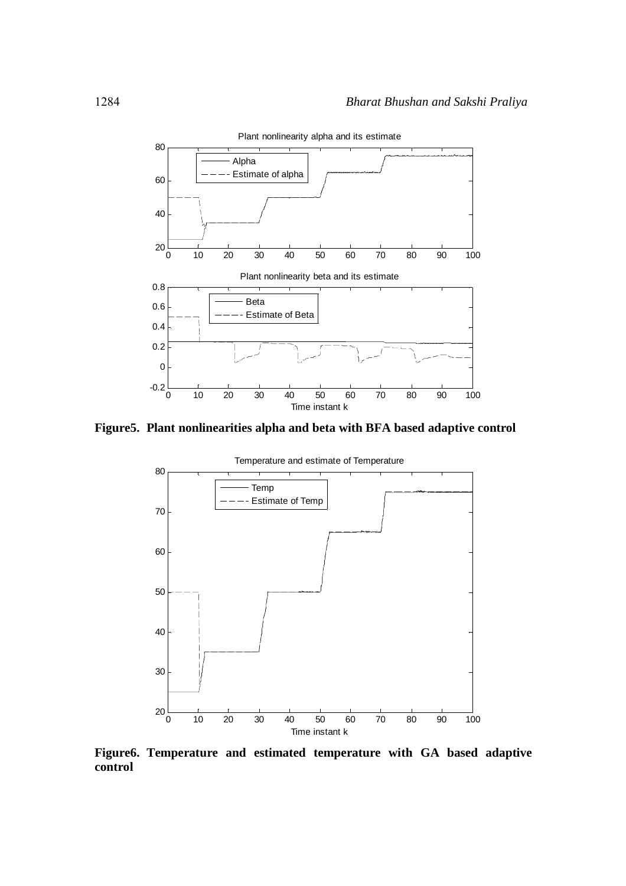**Figure5. Plant nonlinearities alpha and beta with BFA based adaptive control**

**Figure6. Temperature and estimated temperature with GA based adaptive control**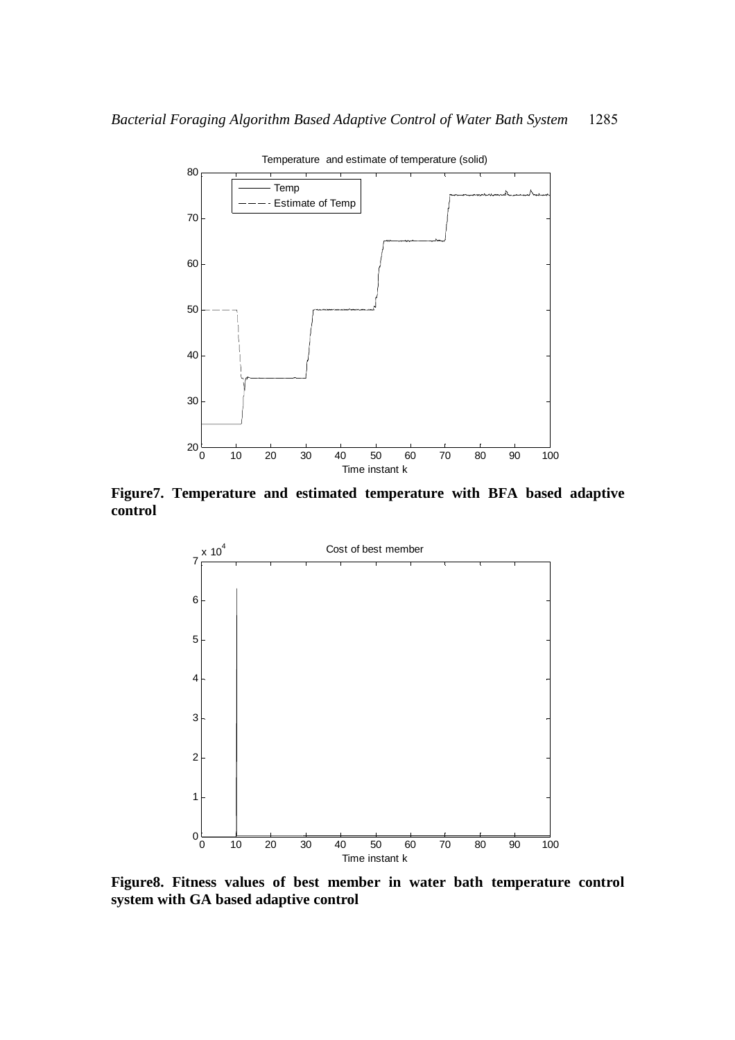**Figure7. Temperature and estimated temperature with BFA based adaptive control**

**Figure8. Fitness values of best member in water bath temperature control system with GA based adaptive control**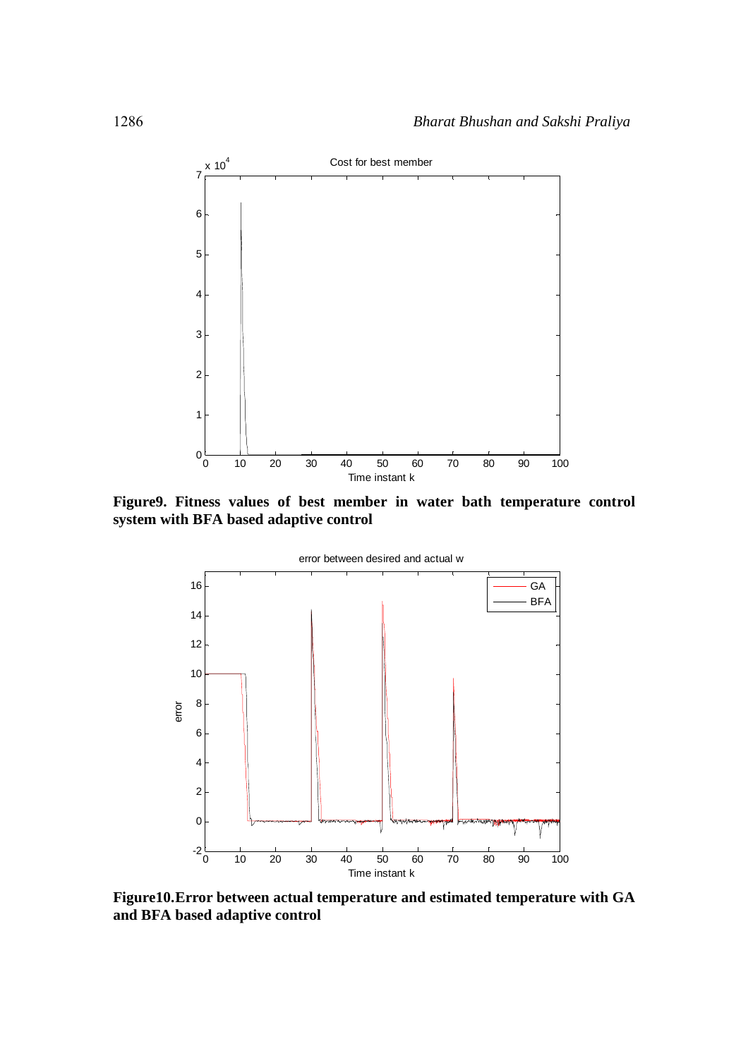**Figure9. Fitness values of best member in water bath temperature control system with BFA based adaptive control**

**Figure10.Error between actual temperature and estimated temperature with GA and BFA based adaptive control**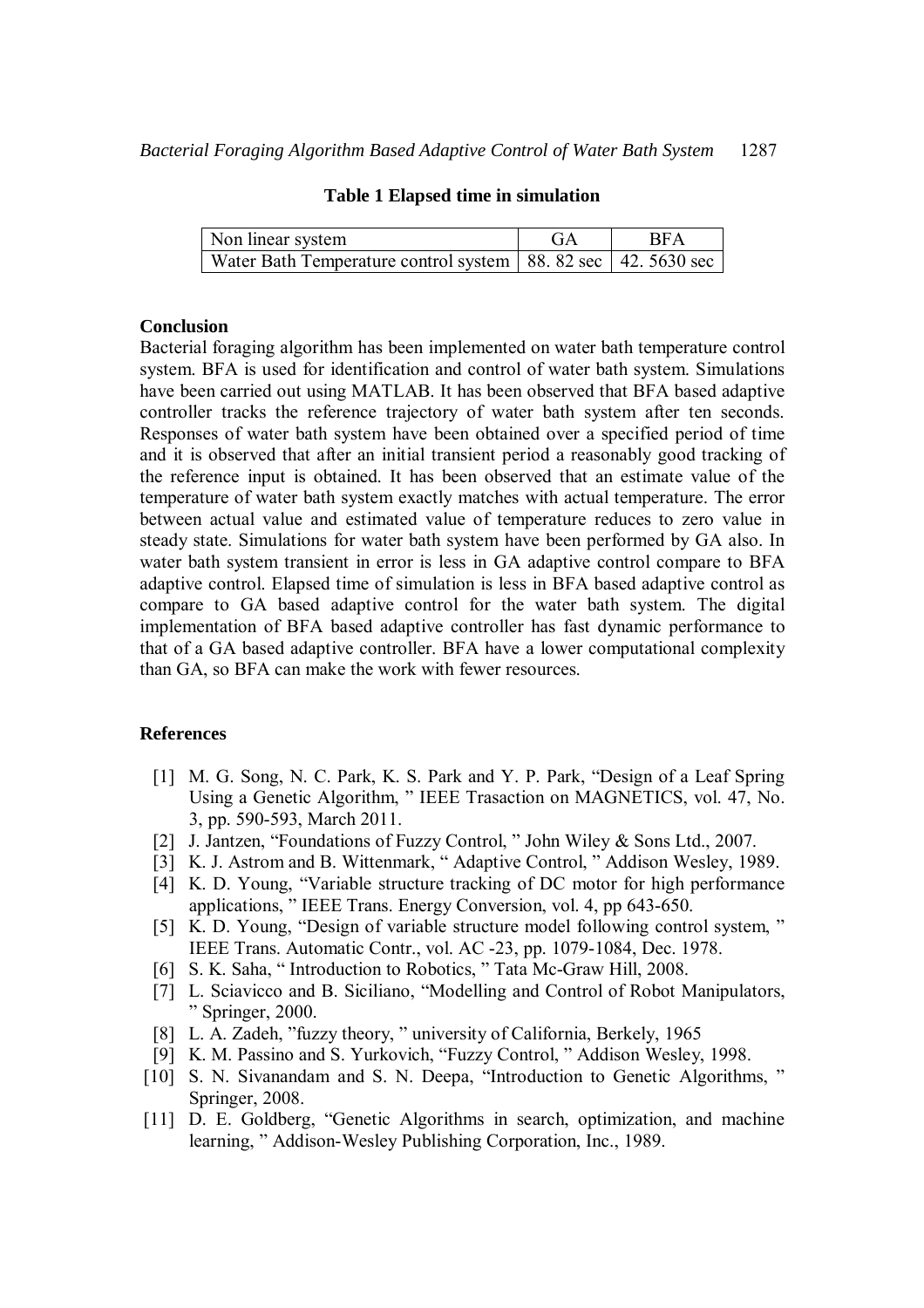**Table 1 Elapsed time in simulation**

| Non linear system | GA | BFA |
|---|---|---|
| Water Bath Temperature control system | 88. 82 sec | 42. 5630 sec |

**Conclusion**

Bacterial foraging algorithm has been implemented on water bath temperature control system. BFA is used for identification and control of water bath system. Simulations have been carried out using MATLAB. It has been observed that BFA based adaptive controller tracks the reference trajectory of water bath system after ten seconds. Responses of water bath system have been obtained over a specified period of time and it is observed that after an initial transient period a reasonably good tracking of the reference input is obtained. It has been observed that an estimate value of the temperature of water bath system exactly matches with actual temperature. The error between actual value and estimated value of temperature reduces to zero value in steady state. Simulations for water bath system have been performed by GA also. In water bath system transient in error is less in GA adaptive control compare to BFA adaptive control. Elapsed time of simulation is less in BFA based adaptive control as compare to GA based adaptive control for the water bath system. The digital implementation of BFA based adaptive controller has fast dynamic performance to that of a GA based adaptive controller. BFA have a lower computational complexity than GA, so BFA can make the work with fewer resources.

**References**

[1] M. G. Song, N. C. Park, K. S. Park and Y. P. Park, "Design of a Leaf Spring Using a Genetic Algorithm, " IEEE Trasaction on MAGNETICS, vol. 47, No. 3, pp. 590-593, March 2011.

[2] J. Jantzen, "Foundations of Fuzzy Control, " John Wiley & Sons Ltd., 2007.

[3] K. J. Astrom and B. Wittenmark, " Adaptive Control, " Addison Wesley, 1989.

[4] K. D. Young, "Variable structure tracking of DC motor for high performance applications, " IEEE Trans. Energy Conversion, vol. 4, pp 643-650.

[5] K. D. Young, "Design of variable structure model following control system, " IEEE Trans. Automatic Contr., vol. AC -23, pp. 1079-1084, Dec. 1978.

[6] S. K. Saha, " Introduction to Robotics, " Tata Mc-Graw Hill, 2008.

[7] L. Sciavicco and B. Siciliano, "Modelling and Control of Robot Manipulators, " Springer, 2000.

[8] L. A. Zadeh, "fuzzy theory, " university of California, Berkely, 1965

[9] K. M. Passino and S. Yurkovich, "Fuzzy Control, " Addison Wesley, 1998.

[10] S. N. Sivanandam and S. N. Deepa, "Introduction to Genetic Algorithms, " Springer, 2008.

[11] D. E. Goldberg, "Genetic Algorithms in search, optimization, and machine learning, " Addison-Wesley Publishing Corporation, Inc., 1989.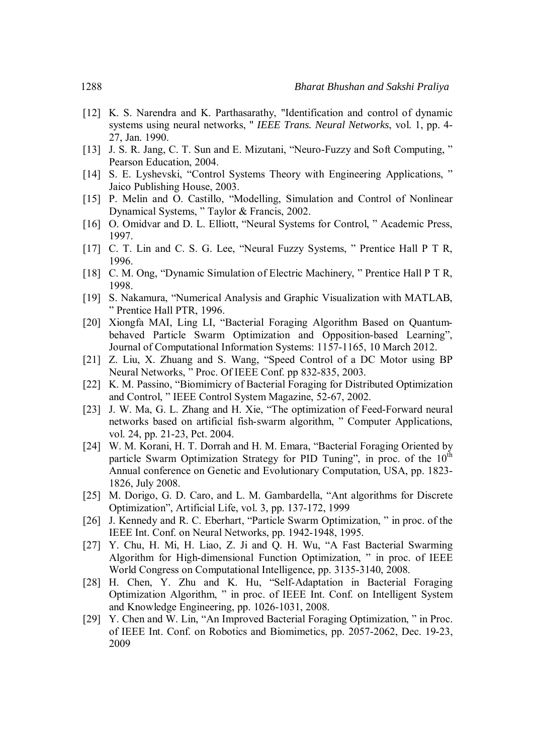[12] K. S. Narendra and K. Parthasarathy, "Identification and control of dynamic systems using neural networks, " *IEEE Trans. Neural Networks*, vol. 1, pp. 4-27, Jan. 1990.

[13] J. S. R. Jang, C. T. Sun and E. Mizutani, "Neuro-Fuzzy and Soft Computing, " Pearson Education, 2004.

[14] S. E. Lyshevski, "Control Systems Theory with Engineering Applications, " Jaico Publishing House, 2003.

[15] P. Melin and O. Castillo, "Modelling, Simulation and Control of Nonlinear Dynamical Systems, " Taylor & Francis, 2002.

[16] O. Omidvar and D. L. Elliott, "Neural Systems for Control, " Academic Press, 1997.

[17] C. T. Lin and C. S. G. Lee, "Neural Fuzzy Systems, " Prentice Hall P T R, 1996.

[18] C. M. Ong, "Dynamic Simulation of Electric Machinery, " Prentice Hall P T R, 1998.

[19] S. Nakamura, "Numerical Analysis and Graphic Visualization with MATLAB, " Prentice Hall PTR, 1996.

[20] Xiongfa MAI, Ling LI, "Bacterial Foraging Algorithm Based on Quantum-behaved Particle Swarm Optimization and Opposition-based Learning", Journal of Computational Information Systems: 1157-1165, 10 March 2012.

[21] Z. Liu, X. Zhuang and S. Wang, "Speed Control of a DC Motor using BP Neural Networks, " Proc. Of IEEE Conf. pp 832-835, 2003.

[22] K. M. Passino, "Biomimicry of Bacterial Foraging for Distributed Optimization and Control, " IEEE Control System Magazine, 52-67, 2002.

[23] J. W. Ma, G. L. Zhang and H. Xie, "The optimization of Feed-Forward neural networks based on artificial fish-swarm algorithm, " Computer Applications, vol. 24, pp. 21-23, Pct. 2004.

[24] W. M. Korani, H. T. Dorrah and H. M. Emara, "Bacterial Foraging Oriented by particle Swarm Optimization Strategy for PID Tuning", in proc. of the 10th Annual conference on Genetic and Evolutionary Computation, USA, pp. 1823-1826, July 2008.

[25] M. Dorigo, G. D. Caro, and L. M. Gambardella, "Ant algorithms for Discrete Optimization", Artificial Life, vol. 3, pp. 137-172, 1999

[26] J. Kennedy and R. C. Eberhart, "Particle Swarm Optimization, " in proc. of the IEEE Int. Conf. on Neural Networks, pp. 1942-1948, 1995.

[27] Y. Chu, H. Mi, H. Liao, Z. Ji and Q. H. Wu, "A Fast Bacterial Swarming Algorithm for High-dimensional Function Optimization, " in proc. of IEEE World Congress on Computational Intelligence, pp. 3135-3140, 2008.

[28] H. Chen, Y. Zhu and K. Hu, "Self-Adaptation in Bacterial Foraging Optimization Algorithm, " in proc. of IEEE Int. Conf. on Intelligent System and Knowledge Engineering, pp. 1026-1031, 2008.

[29] Y. Chen and W. Lin, "An Improved Bacterial Foraging Optimization, " in Proc. of IEEE Int. Conf. on Robotics and Biomimetics, pp. 2057-2062, Dec. 19-23, 2009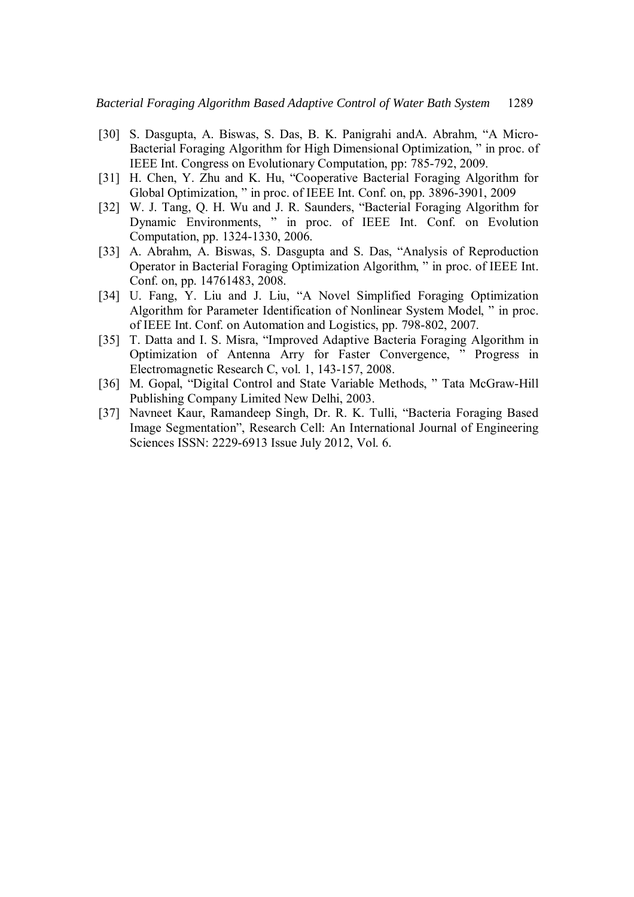[30] S. Dasgupta, A. Biswas, S. Das, B. K. Panigrahi andA. Abrahm, "A Micro-Bacterial Foraging Algorithm for High Dimensional Optimization, " in proc. of IEEE Int. Congress on Evolutionary Computation, pp: 785-792, 2009.

[31] H. Chen, Y. Zhu and K. Hu, "Cooperative Bacterial Foraging Algorithm for Global Optimization, " in proc. of IEEE Int. Conf. on, pp. 3896-3901, 2009

[32] W. J. Tang, Q. H. Wu and J. R. Saunders, "Bacterial Foraging Algorithm for Dynamic Environments, " in proc. of IEEE Int. Conf. on Evolution Computation, pp. 1324-1330, 2006.

[33] A. Abrahm, A. Biswas, S. Dasgupta and S. Das, "Analysis of Reproduction Operator in Bacterial Foraging Optimization Algorithm, " in proc. of IEEE Int. Conf. on, pp. 14761483, 2008.

[34] U. Fang, Y. Liu and J. Liu, "A Novel Simplified Foraging Optimization Algorithm for Parameter Identification of Nonlinear System Model, " in proc. of IEEE Int. Conf. on Automation and Logistics, pp. 798-802, 2007.

[35] T. Datta and I. S. Misra, "Improved Adaptive Bacteria Foraging Algorithm in Optimization of Antenna Arry for Faster Convergence, " Progress in Electromagnetic Research C, vol. 1, 143-157, 2008.

[36] M. Gopal, "Digital Control and State Variable Methods, " Tata McGraw-Hill Publishing Company Limited New Delhi, 2003.

[37] Navneet Kaur, Ramandeep Singh, Dr. R. K. Tulli, "Bacteria Foraging Based Image Segmentation", Research Cell: An International Journal of Engineering Sciences ISSN: 2229-6913 Issue July 2012, Vol. 6.